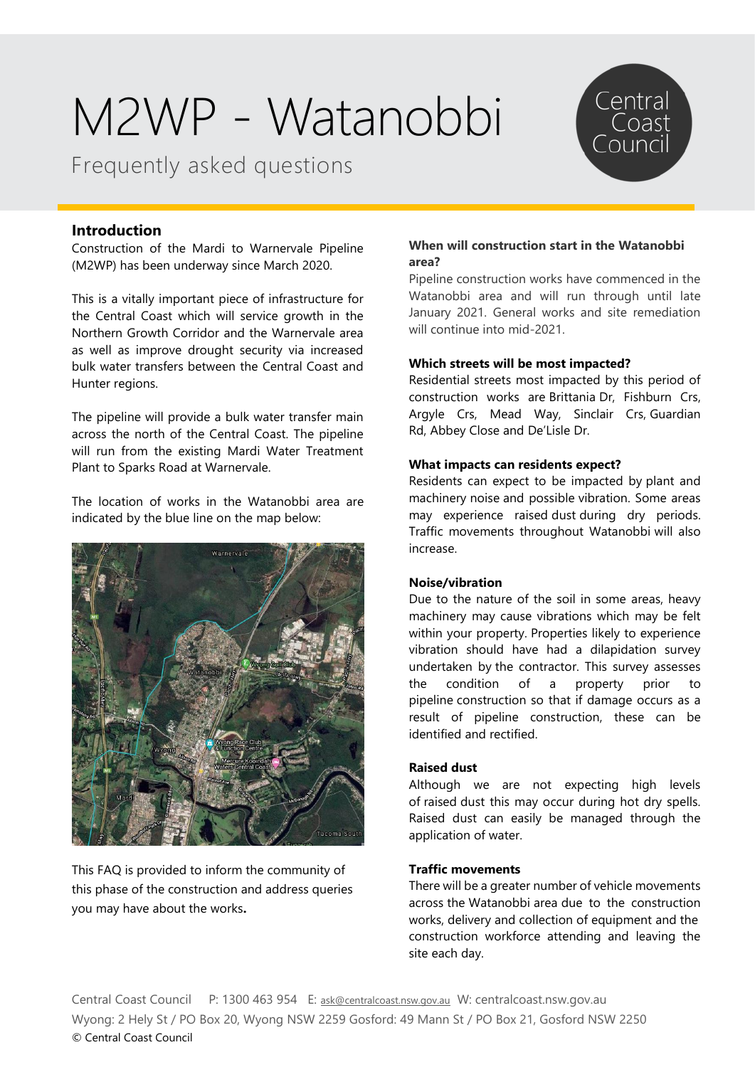# M2WP - Watanobbi

Frequently asked questions

## Introduction

Construction of the Mardi to Warnervale Pipeline (M2WP) has been underway since March 2020.

This is a vitally important piece of infrastructure for the Central Coast which will service growth in the Northern Growth Corridor and the Warnervale area as well as improve drought security via increased bulk water transfers between the Central Coast and Hunter regions.

The pipeline will provide a bulk water transfer main across the north of the Central Coast. The pipeline will run from the existing Mardi Water Treatment Plant to Sparks Road at Warnervale.

The location of works in the Watanobbi area are indicated by the blue line on the map below:

This FAQ is provided to inform the community of this phase of the construction and address queries you may have about the works**.**

### When will construction start in the Watanobbi area?

Pipeline construction works have commenced in the Watanobbi area and will run through until late January 2021. General works and site remediation will continue into mid-2021.

### Which streets will be most impacted?

Residential streets most impacted by this period of construction works are Brittania Dr, Fishburn Crs, Argyle Crs, Mead Way, Sinclair Crs, Guardian Rd, Abbey Close and De'Lisle Dr.

### What impacts can residents expect?

Residents can expect to be impacted by plant and machinery noise and possible vibration. Some areas may experience raised dust during dry periods. Traffic movements throughout Watanobbi will also increase.

### Noise/vibration

Due to the nature of the soil in some areas, heavy machinery may cause vibrations which may be felt within your property. Properties likely to experience vibration should have had a dilapidation survey undertaken by the contractor. This survey assesses the condition of a property prior to pipeline construction so that if damage occurs as a result of pipeline construction, these can be identified and rectified.

### Raised dust

Although we are not expecting high levels of raised dust this may occur during hot dry spells. Raised dust can easily be managed through the application of water.

### Traffic movements

There will be a greater number of vehicle movements across the Watanobbi area due to the construction works, delivery and collection of equipment and the construction workforce attending and leaving the site each day.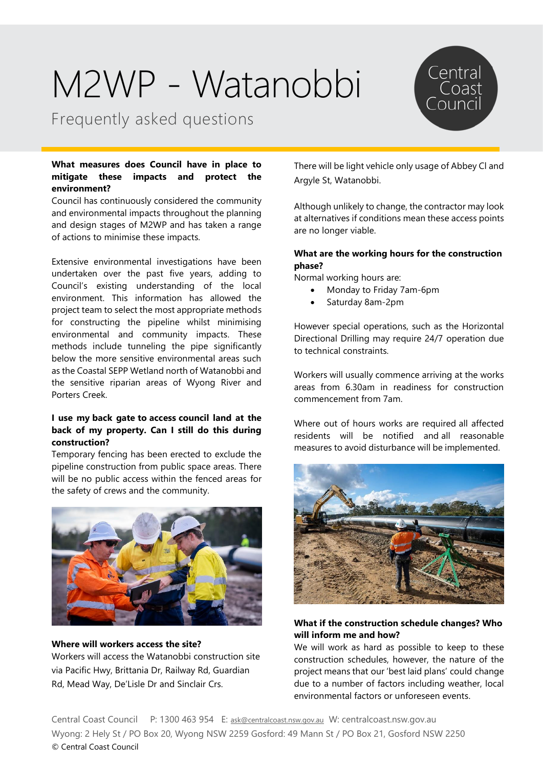# M2WP - Watanobbi

Frequently asked questions

**What measures does Council have in place to mitigate these impacts and protect the environment?**

Council has continuously considered the community and environmental impacts throughout the planning and design stages of M2WP and has taken a range of actions to minimise these impacts.

Extensive environmental investigations have been undertaken over the past five years, adding to Council's existing understanding of the local environment. This information has allowed the project team to select the most appropriate methods for constructing the pipeline whilst minimising environmental and community impacts. These methods include tunneling the pipe significantly below the more sensitive environmental areas such as the Coastal SEPP Wetland north of Watanobbi and the sensitive riparian areas of Wyong River and Porters Creek.

**I use my back gate to access council land at the back of my property. Can I still do this during construction?**

Temporary fencing has been erected to exclude the pipeline construction from public space areas. There will be no public access within the fenced areas for the safety of crews and the community.

**Where will workers access the site?**

Workers will access the Watanobbi construction site via Pacific Hwy, Brittania Dr, Railway Rd, Guardian Rd, Mead Way, De'Lisle Dr and Sinclair Crs.

There will be light vehicle only usage of Abbey Cl and Argyle St, Watanobbi.

Although unlikely to change, the contractor may look at alternatives if conditions mean these access points are no longer viable.

**What are the working hours for the construction phase?**

Normal working hours are:

- Monday to Friday 7am-6pm
- Saturday 8am-2pm

However special operations, such as the Horizontal Directional Drilling may require 24/7 operation due to technical constraints.

Workers will usually commence arriving at the works areas from 6.30am in readiness for construction commencement from 7am.

Where out of hours works are required all affected residents will be notified and all reasonable measures to avoid disturbance will be implemented.

**What if the construction schedule changes? Who will inform me and how?**

We will work as hard as possible to keep to these construction schedules, however, the nature of the project means that our 'best laid plans' could change due to a number of factors including weather, local environmental factors or unforeseen events.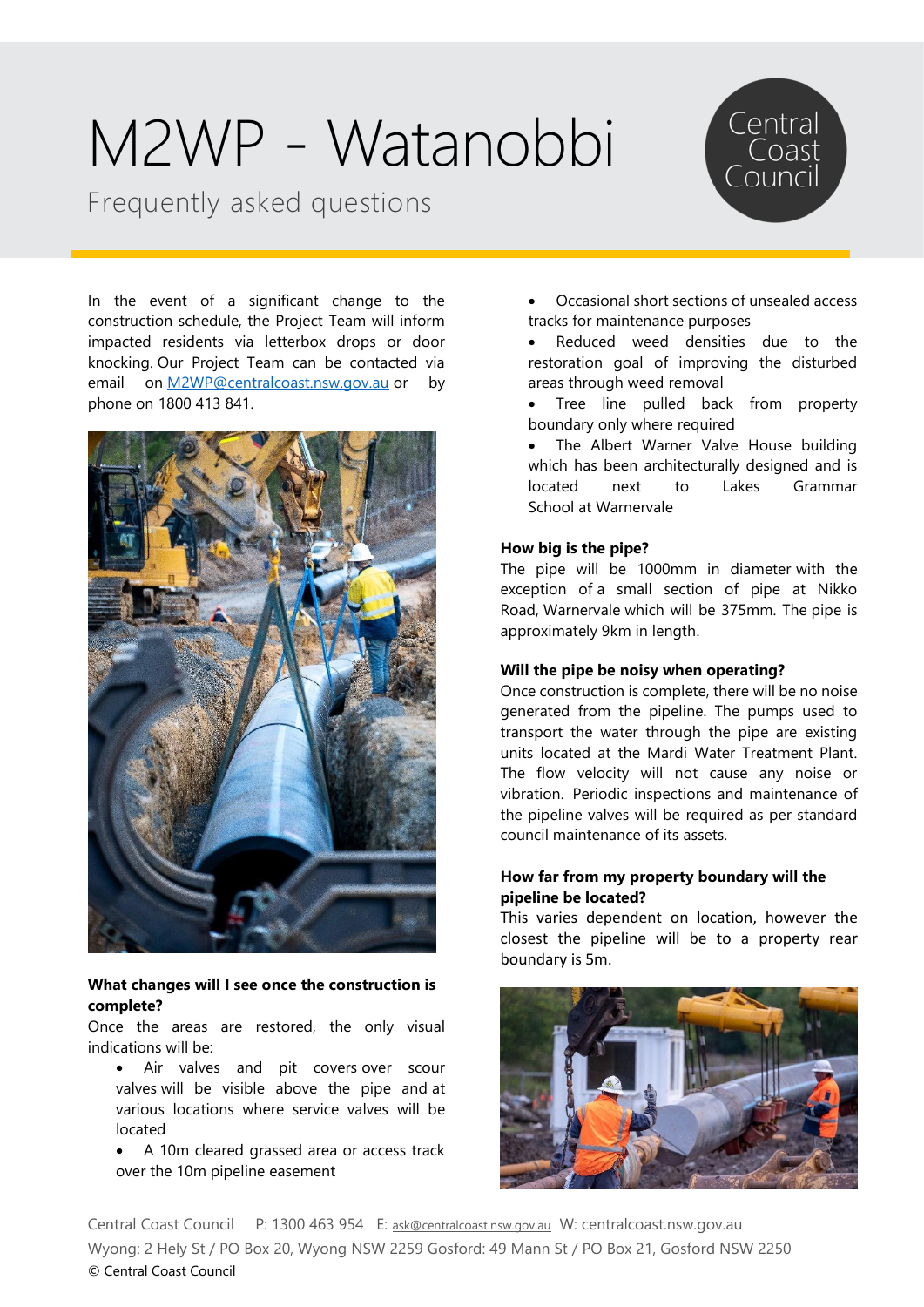# M2WP - Watanobbi

Frequently asked questions

In the event of a significant change to the construction schedule, the Project Team will inform impacted residents via letterbox drops or door knocking. Our Project Team can be contacted via email on [M2WP@centralcoast.nsw.gov.au](mailto:M2WP@centralcoast.nsw.gov.au) or by phone on 1800 413 841.

**What changes will I see once the construction is complete?**

Once the areas are restored, the only visual indications will be:

- Air valves and pit covers over scour valves will be visible above the pipe and at various locations where service valves will be located
- A 10m cleared grassed area or access track over the 10m pipeline easement
- Occasional short sections of unsealed access tracks for maintenance purposes
- Reduced weed densities due to the restoration goal of improving the disturbed areas through weed removal
- Tree line pulled back from property boundary only where required
- The Albert Warner Valve House building which has been architecturally designed and is located next to Lakes Grammar School at Warnervale

**How big is the pipe?**

The pipe will be 1000mm in diameter with the exception of a small section of pipe at Nikko Road, Warnervale which will be 375mm. The pipe is approximately 9km in length.

**Will the pipe be noisy when operating?**

Once construction is complete, there will be no noise generated from the pipeline. The pumps used to transport the water through the pipe are existing units located at the Mardi Water Treatment Plant. The flow velocity will not cause any noise or vibration. Periodic inspections and maintenance of the pipeline valves will be required as per standard council maintenance of its assets.

**How far from my property boundary will the pipeline be located?**

This varies dependent on location, however the closest the pipeline will be to a property rear boundary is 5m.

Central Coast Council P: 1300 463 954 E: ask@centralcoast.nsw.gov.au W: centralcoast.nsw.gov.au
Wyong: 2 Hely St / PO Box 20, Wyong NSW 2259 Gosford: 49 Mann St / PO Box 21, Gosford NSW 2250
© Central Coast Council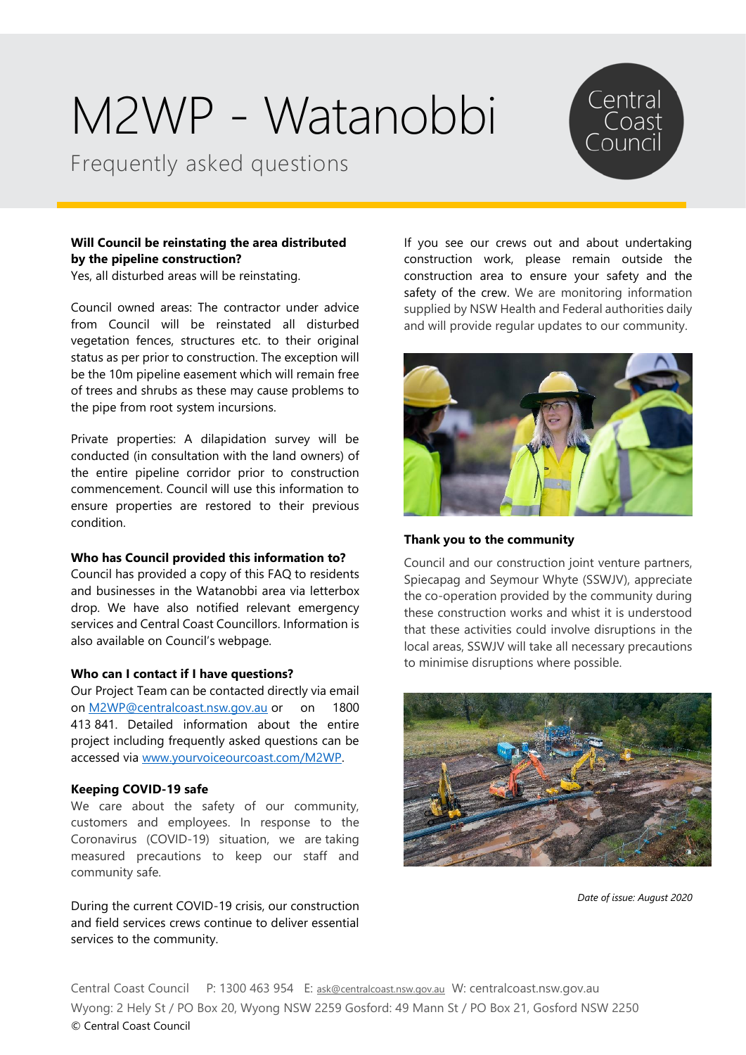# M2WP - Watanobbi

Frequently asked questions

**Will Council be reinstating the area distributed by the pipeline construction?**
Yes, all disturbed areas will be reinstating.

Council owned areas: The contractor under advice from Council will be reinstated all disturbed vegetation fences, structures etc. to their original status as per prior to construction. The exception will be the 10m pipeline easement which will remain free of trees and shrubs as these may cause problems to the pipe from root system incursions.

Private properties: A dilapidation survey will be conducted (in consultation with the land owners) of the entire pipeline corridor prior to construction commencement. Council will use this information to ensure properties are restored to their previous condition.

**Who has Council provided this information to?**
Council has provided a copy of this FAQ to residents and businesses in the Watanobbi area via letterbox drop. We have also notified relevant emergency services and Central Coast Councillors. Information is also available on Council's webpage.

**Who can I contact if I have questions?**
Our Project Team can be contacted directly via email on M2WP@centralcoast.nsw.gov.au or on 1800 413 841. Detailed information about the entire project including frequently asked questions can be accessed via www.yourvoiceourcoast.com/M2WP.

**Keeping COVID-19 safe**
We care about the safety of our community, customers and employees. In response to the Coronavirus (COVID-19) situation, we are taking measured precautions to keep our staff and community safe.

During the current COVID-19 crisis, our construction and field services crews continue to deliver essential services to the community.

If you see our crews out and about undertaking construction work, please remain outside the construction area to ensure your safety and the safety of the crew. We are monitoring information supplied by NSW Health and Federal authorities daily and will provide regular updates to our community.

**Thank you to the community**

Council and our construction joint venture partners, Spiecapag and Seymour Whyte (SSWJV), appreciate the co-operation provided by the community during these construction works and whist it is understood that these activities could involve disruptions in the local areas, SSWJV will take all necessary precautions to minimise disruptions where possible.

*Date of issue: August 2020*

Central Coast Council P: 1300 463 954 E: ask@centralcoast.nsw.gov.au W: centralcoast.nsw.gov.au
Wyong: 2 Hely St / PO Box 20, Wyong NSW 2259 Gosford: 49 Mann St / PO Box 21, Gosford NSW 2250
© Central Coast Council